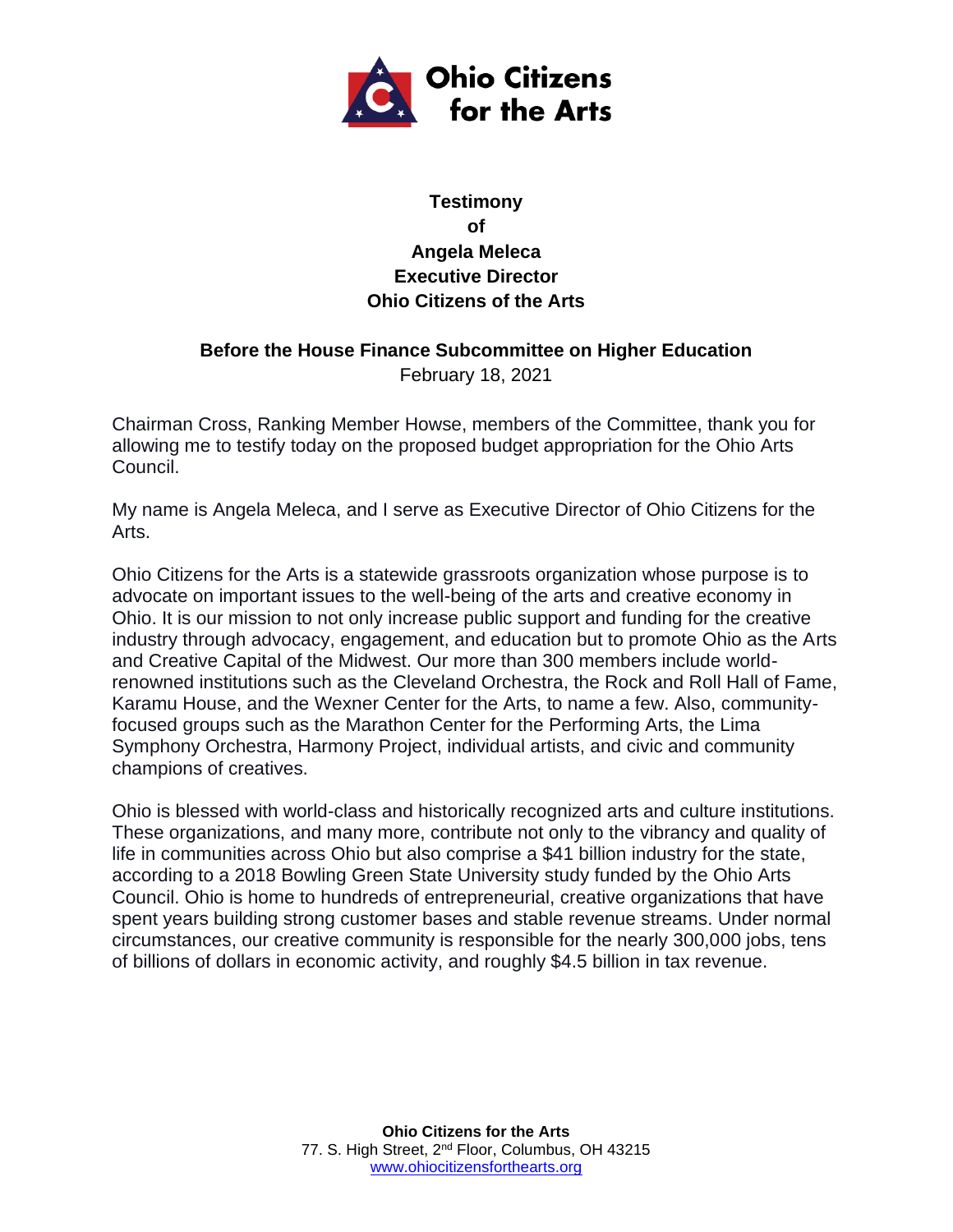**Ohio Citizens for the Arts**

# Testimony
# of
# Angela Meleca
# Executive Director
# Ohio Citizens of the Arts

## Before the House Finance Subcommittee on Higher Education

February 18, 2021

Chairman Cross, Ranking Member Howse, members of the Committee, thank you for allowing me to testify today on the proposed budget appropriation for the Ohio Arts Council.

My name is Angela Meleca, and I serve as Executive Director of Ohio Citizens for the Arts.

Ohio Citizens for the Arts is a statewide grassroots organization whose purpose is to advocate on important issues to the well-being of the arts and creative economy in Ohio. It is our mission to not only increase public support and funding for the creative industry through advocacy, engagement, and education but to promote Ohio as the Arts and Creative Capital of the Midwest. Our more than 300 members include world-renowned institutions such as the Cleveland Orchestra, the Rock and Roll Hall of Fame, Karamu House, and the Wexner Center for the Arts, to name a few. Also, community-focused groups such as the Marathon Center for the Performing Arts, the Lima Symphony Orchestra, Harmony Project, individual artists, and civic and community champions of creatives.

Ohio is blessed with world-class and historically recognized arts and culture institutions. These organizations, and many more, contribute not only to the vibrancy and quality of life in communities across Ohio but also comprise a $41 billion industry for the state, according to a 2018 Bowling Green State University study funded by the Ohio Arts Council. Ohio is home to hundreds of entrepreneurial, creative organizations that have spent years building strong customer bases and stable revenue streams. Under normal circumstances, our creative community is responsible for the nearly 300,000 jobs, tens of billions of dollars in economic activity, and roughly $4.5 billion in tax revenue.

**Ohio Citizens for the Arts**
77. S. High Street, 2nd Floor, Columbus, OH 43215
www.ohiocitizensforthearts.org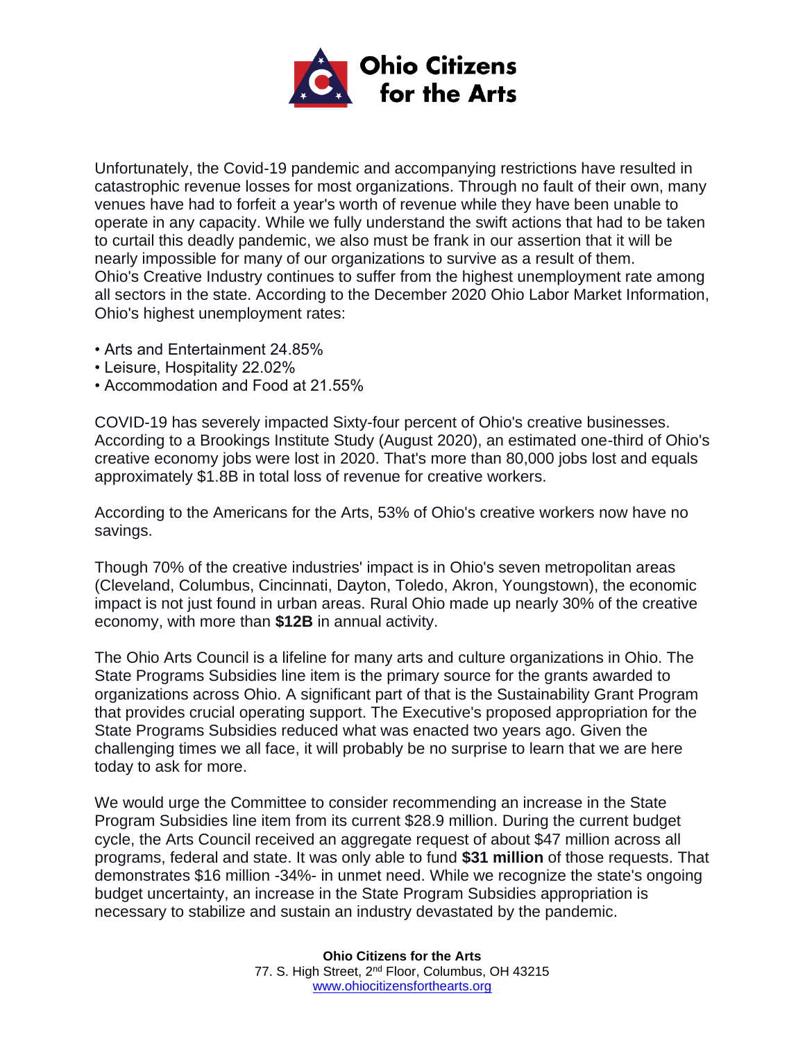Unfortunately, the Covid-19 pandemic and accompanying restrictions have resulted in catastrophic revenue losses for most organizations. Through no fault of their own, many venues have had to forfeit a year's worth of revenue while they have been unable to operate in any capacity. While we fully understand the swift actions that had to be taken to curtail this deadly pandemic, we also must be frank in our assertion that it will be nearly impossible for many of our organizations to survive as a result of them.
Ohio's Creative Industry continues to suffer from the highest unemployment rate among all sectors in the state. According to the December 2020 Ohio Labor Market Information, Ohio's highest unemployment rates:

- Arts and Entertainment 24.85%
- Leisure, Hospitality 22.02%
- Accommodation and Food at 21.55%

COVID-19 has severely impacted Sixty-four percent of Ohio's creative businesses. According to a Brookings Institute Study (August 2020), an estimated one-third of Ohio's creative economy jobs were lost in 2020. That's more than 80,000 jobs lost and equals approximately $1.8B in total loss of revenue for creative workers.

According to the Americans for the Arts, 53% of Ohio's creative workers now have no savings.

Though 70% of the creative industries' impact is in Ohio's seven metropolitan areas (Cleveland, Columbus, Cincinnati, Dayton, Toledo, Akron, Youngstown), the economic impact is not just found in urban areas. Rural Ohio made up nearly 30% of the creative economy, with more than **$12B** in annual activity.

The Ohio Arts Council is a lifeline for many arts and culture organizations in Ohio. The State Programs Subsidies line item is the primary source for the grants awarded to organizations across Ohio. A significant part of that is the Sustainability Grant Program that provides crucial operating support. The Executive's proposed appropriation for the State Programs Subsidies reduced what was enacted two years ago. Given the challenging times we all face, it will probably be no surprise to learn that we are here today to ask for more.

We would urge the Committee to consider recommending an increase in the State Program Subsidies line item from its current $28.9 million. During the current budget cycle, the Arts Council received an aggregate request of about $47 million across all programs, federal and state. It was only able to fund **$31 million** of those requests. That demonstrates $16 million -34%- in unmet need. While we recognize the state's ongoing budget uncertainty, an increase in the State Program Subsidies appropriation is necessary to stabilize and sustain an industry devastated by the pandemic.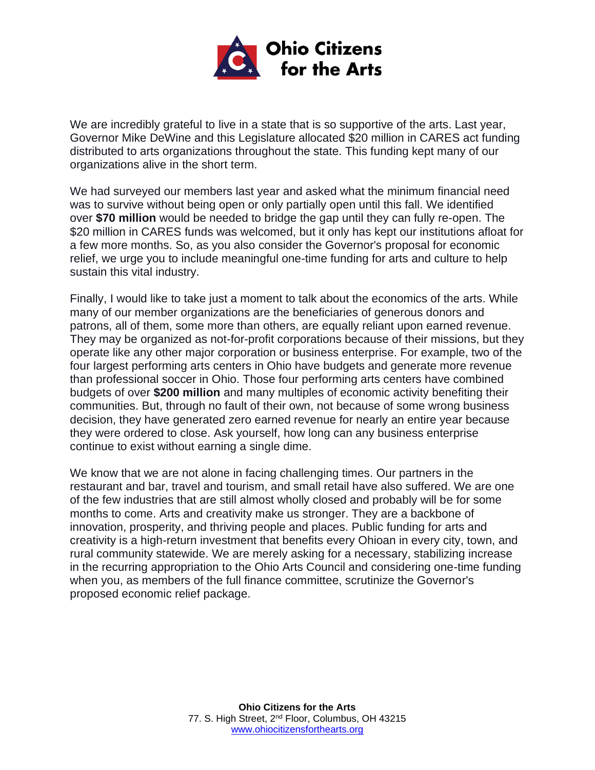We are incredibly grateful to live in a state that is so supportive of the arts. Last year, Governor Mike DeWine and this Legislature allocated $20 million in CARES act funding distributed to arts organizations throughout the state. This funding kept many of our organizations alive in the short term.

We had surveyed our members last year and asked what the minimum financial need was to survive without being open or only partially open until this fall. We identified over **$70 million** would be needed to bridge the gap until they can fully re-open. The $20 million in CARES funds was welcomed, but it only has kept our institutions afloat for a few more months. So, as you also consider the Governor's proposal for economic relief, we urge you to include meaningful one-time funding for arts and culture to help sustain this vital industry.

Finally, I would like to take just a moment to talk about the economics of the arts. While many of our member organizations are the beneficiaries of generous donors and patrons, all of them, some more than others, are equally reliant upon earned revenue. They may be organized as not-for-profit corporations because of their missions, but they operate like any other major corporation or business enterprise. For example, two of the four largest performing arts centers in Ohio have budgets and generate more revenue than professional soccer in Ohio. Those four performing arts centers have combined budgets of over **$200 million** and many multiples of economic activity benefiting their communities. But, through no fault of their own, not because of some wrong business decision, they have generated zero earned revenue for nearly an entire year because they were ordered to close. Ask yourself, how long can any business enterprise continue to exist without earning a single dime.

We know that we are not alone in facing challenging times. Our partners in the restaurant and bar, travel and tourism, and small retail have also suffered. We are one of the few industries that are still almost wholly closed and probably will be for some months to come. Arts and creativity make us stronger. They are a backbone of innovation, prosperity, and thriving people and places. Public funding for arts and creativity is a high-return investment that benefits every Ohioan in every city, town, and rural community statewide. We are merely asking for a necessary, stabilizing increase in the recurring appropriation to the Ohio Arts Council and considering one-time funding when you, as members of the full finance committee, scrutinize the Governor's proposed economic relief package.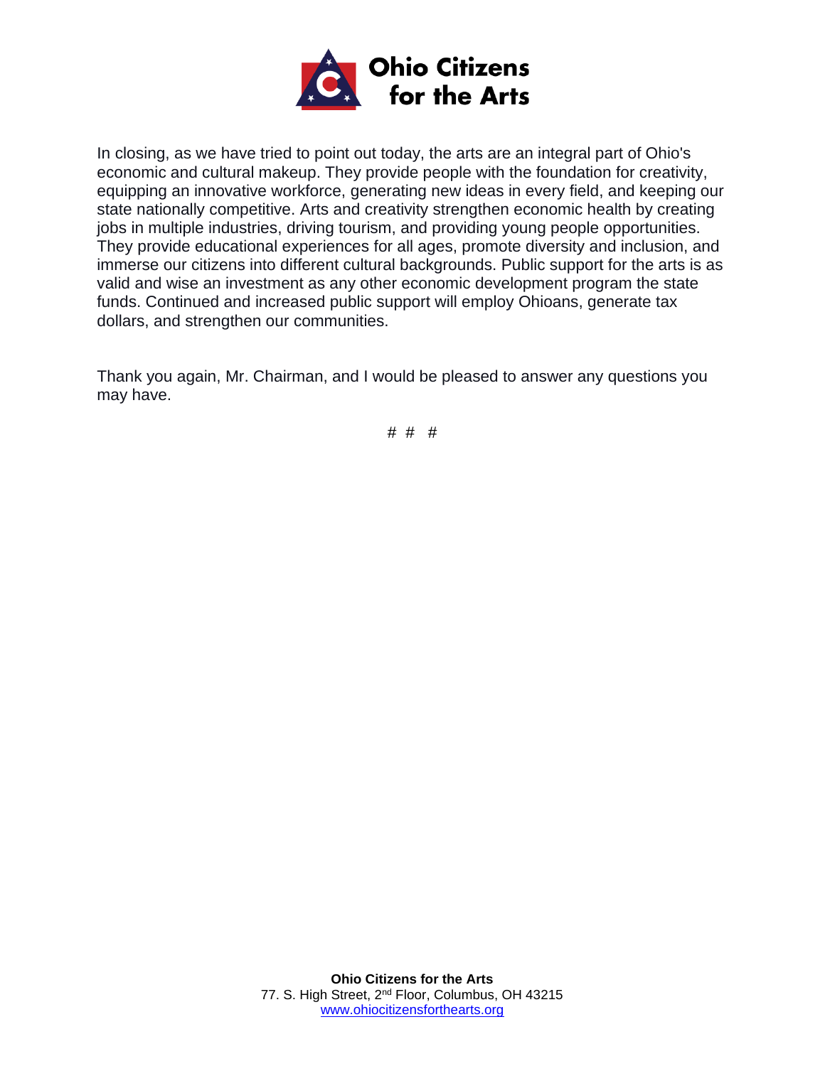In closing, as we have tried to point out today, the arts are an integral part of Ohio's economic and cultural makeup. They provide people with the foundation for creativity, equipping an innovative workforce, generating new ideas in every field, and keeping our state nationally competitive. Arts and creativity strengthen economic health by creating jobs in multiple industries, driving tourism, and providing young people opportunities. They provide educational experiences for all ages, promote diversity and inclusion, and immerse our citizens into different cultural backgrounds. Public support for the arts is as valid and wise an investment as any other economic development program the state funds. Continued and increased public support will employ Ohioans, generate tax dollars, and strengthen our communities.

Thank you again, Mr. Chairman, and I would be pleased to answer any questions you may have.

# # #